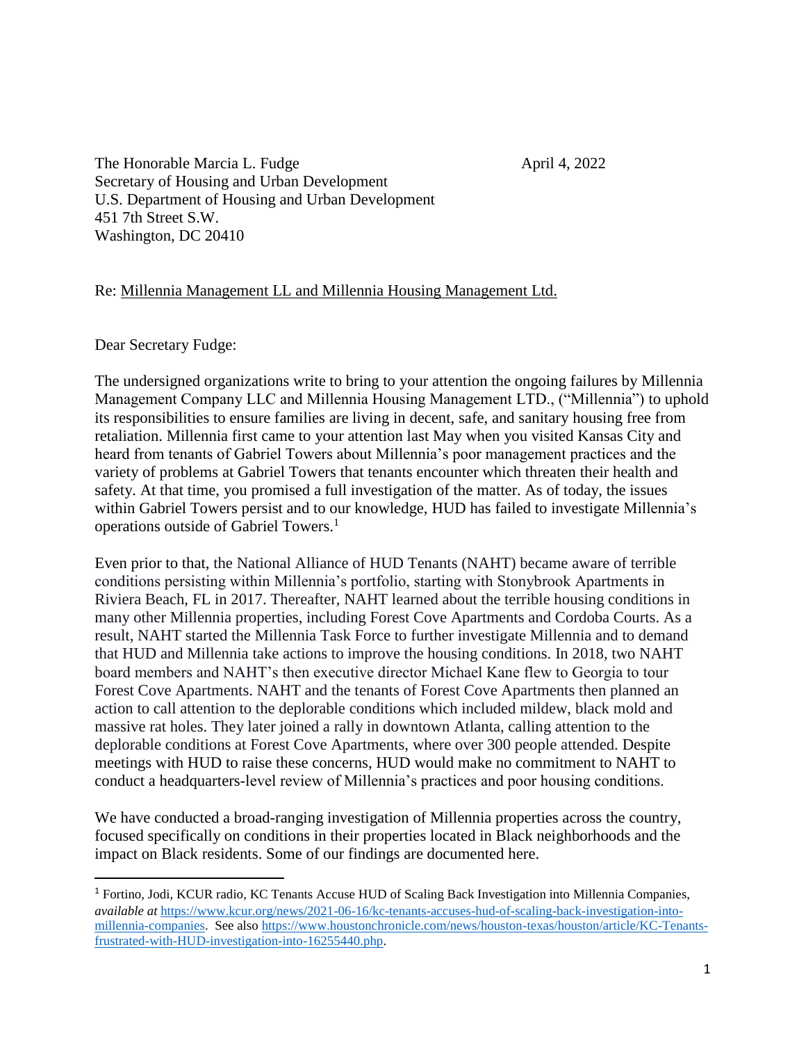The Honorable Marcia L. Fudge April 4, 2022
Secretary of Housing and Urban Development
U.S. Department of Housing and Urban Development
451 7th Street S.W.
Washington, DC 20410

Re: Millennia Management LL and Millennia Housing Management Ltd.

Dear Secretary Fudge:

The undersigned organizations write to bring to your attention the ongoing failures by Millennia Management Company LLC and Millennia Housing Management LTD., ("Millennia") to uphold its responsibilities to ensure families are living in decent, safe, and sanitary housing free from retaliation. Millennia first came to your attention last May when you visited Kansas City and heard from tenants of Gabriel Towers about Millennia's poor management practices and the variety of problems at Gabriel Towers that tenants encounter which threaten their health and safety. At that time, you promised a full investigation of the matter. As of today, the issues within Gabriel Towers persist and to our knowledge, HUD has failed to investigate Millennia's operations outside of Gabriel Towers.[1]

Even prior to that, the National Alliance of HUD Tenants (NAHT) became aware of terrible conditions persisting within Millennia's portfolio, starting with Stonybrook Apartments in Riviera Beach, FL in 2017. Thereafter, NAHT learned about the terrible housing conditions in many other Millennia properties, including Forest Cove Apartments and Cordoba Courts. As a result, NAHT started the Millennia Task Force to further investigate Millennia and to demand that HUD and Millennia take actions to improve the housing conditions. In 2018, two NAHT board members and NAHT's then executive director Michael Kane flew to Georgia to tour Forest Cove Apartments. NAHT and the tenants of Forest Cove Apartments then planned an action to call attention to the deplorable conditions which included mildew, black mold and massive rat holes. They later joined a rally in downtown Atlanta, calling attention to the deplorable conditions at Forest Cove Apartments, where over 300 people attended. Despite meetings with HUD to raise these concerns, HUD would make no commitment to NAHT to conduct a headquarters-level review of Millennia's practices and poor housing conditions.

We have conducted a broad-ranging investigation of Millennia properties across the country, focused specifically on conditions in their properties located in Black neighborhoods and the impact on Black residents. Some of our findings are documented here.

---

[1] Fortino, Jodi, KCUR radio, KC Tenants Accuse HUD of Scaling Back Investigation into Millennia Companies, *available at* https://www.kcur.org/news/2021-06-16/kc-tenants-accuses-hud-of-scaling-back-investigation-into-millennia-companies. See also https://www.houstonchronicle.com/news/houston-texas/houston/article/KC-Tenants-frustrated-with-HUD-investigation-into-16255440.php.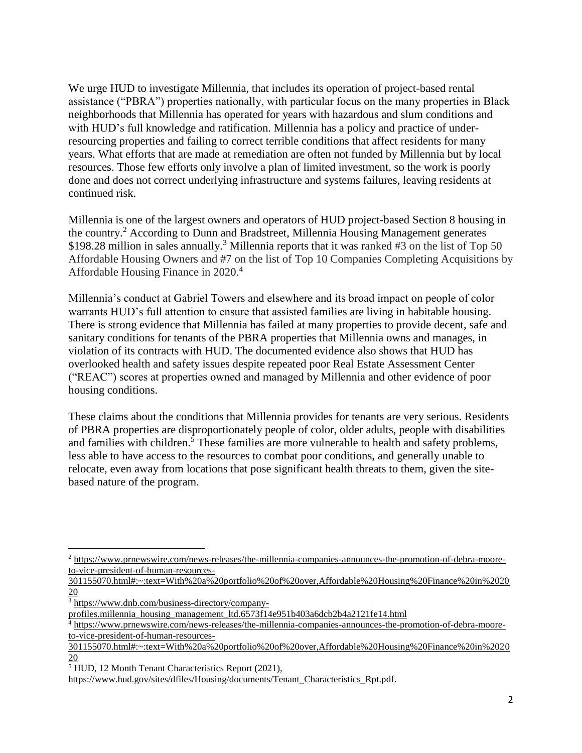We urge HUD to investigate Millennia, that includes its operation of project-based rental assistance ("PBRA") properties nationally, with particular focus on the many properties in Black neighborhoods that Millennia has operated for years with hazardous and slum conditions and with HUD's full knowledge and ratification. Millennia has a policy and practice of under-resourcing properties and failing to correct terrible conditions that affect residents for many years. What efforts that are made at remediation are often not funded by Millennia but by local resources. Those few efforts only involve a plan of limited investment, so the work is poorly done and does not correct underlying infrastructure and systems failures, leaving residents at continued risk.

Millennia is one of the largest owners and operators of HUD project-based Section 8 housing in the country.[2] According to Dunn and Bradstreet, Millennia Housing Management generates $198.28 million in sales annually.[3] Millennia reports that it was ranked #3 on the list of Top 50 Affordable Housing Owners and #7 on the list of Top 10 Companies Completing Acquisitions by Affordable Housing Finance in 2020.[4]

Millennia's conduct at Gabriel Towers and elsewhere and its broad impact on people of color warrants HUD's full attention to ensure that assisted families are living in habitable housing. There is strong evidence that Millennia has failed at many properties to provide decent, safe and sanitary conditions for tenants of the PBRA properties that Millennia owns and manages, in violation of its contracts with HUD. The documented evidence also shows that HUD has overlooked health and safety issues despite repeated poor Real Estate Assessment Center ("REAC") scores at properties owned and managed by Millennia and other evidence of poor housing conditions.

These claims about the conditions that Millennia provides for tenants are very serious. Residents of PBRA properties are disproportionately people of color, older adults, people with disabilities and families with children.[5] These families are more vulnerable to health and safety problems, less able to have access to the resources to combat poor conditions, and generally unable to relocate, even away from locations that pose significant health threats to them, given the site-based nature of the program.

---

[2] https://www.prnewswire.com/news-releases/the-millennia-companies-announces-the-promotion-of-debra-moore-to-vice-president-of-human-resources-301155070.html#:~:text=With%20a%20portfolio%20of%20over,Affordable%20Housing%20Finance%20in%202020

[3] https://www.dnb.com/business-directory/company-profiles.millennia_housing_management_ltd.6573f14e951b403a6dcb2b4a2121fe14.html

[4] https://www.prnewswire.com/news-releases/the-millennia-companies-announces-the-promotion-of-debra-moore-to-vice-president-of-human-resources-301155070.html#:~:text=With%20a%20portfolio%20of%20over,Affordable%20Housing%20Finance%20in%202020

[5] HUD, 12 Month Tenant Characteristics Report (2021), https://www.hud.gov/sites/dfiles/Housing/documents/Tenant_Characteristics_Rpt.pdf.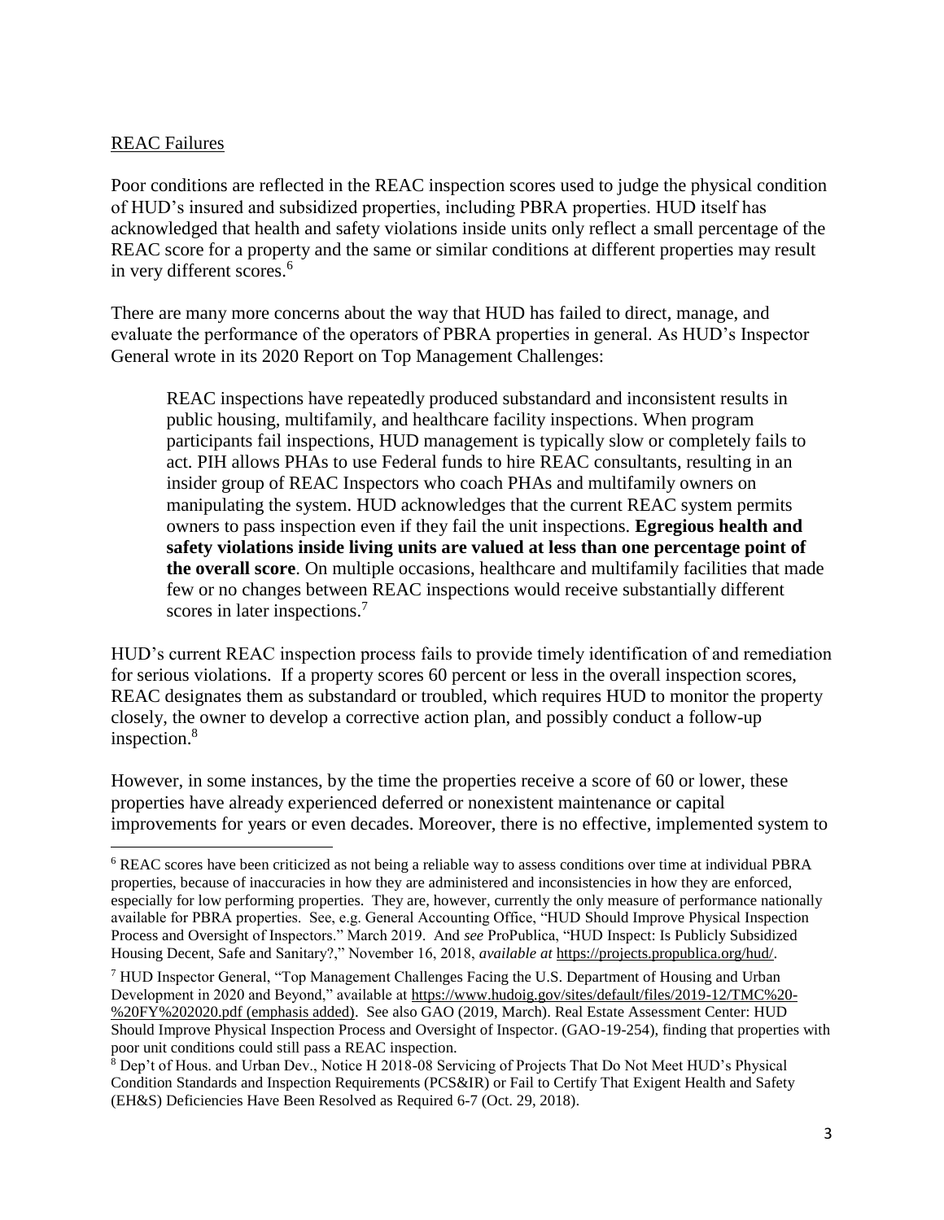REAC Failures

Poor conditions are reflected in the REAC inspection scores used to judge the physical condition of HUD's insured and subsidized properties, including PBRA properties. HUD itself has acknowledged that health and safety violations inside units only reflect a small percentage of the REAC score for a property and the same or similar conditions at different properties may result in very different scores.[6]

There are many more concerns about the way that HUD has failed to direct, manage, and evaluate the performance of the operators of PBRA properties in general. As HUD's Inspector General wrote in its 2020 Report on Top Management Challenges:

> REAC inspections have repeatedly produced substandard and inconsistent results in public housing, multifamily, and healthcare facility inspections. When program participants fail inspections, HUD management is typically slow or completely fails to act. PIH allows PHAs to use Federal funds to hire REAC consultants, resulting in an insider group of REAC Inspectors who coach PHAs and multifamily owners on manipulating the system. HUD acknowledges that the current REAC system permits owners to pass inspection even if they fail the unit inspections. **Egregious health and safety violations inside living units are valued at less than one percentage point of the overall score**. On multiple occasions, healthcare and multifamily facilities that made few or no changes between REAC inspections would receive substantially different scores in later inspections.[7]

HUD's current REAC inspection process fails to provide timely identification of and remediation for serious violations. If a property scores 60 percent or less in the overall inspection scores, REAC designates them as substandard or troubled, which requires HUD to monitor the property closely, the owner to develop a corrective action plan, and possibly conduct a follow-up inspection.[8]

However, in some instances, by the time the properties receive a score of 60 or lower, these properties have already experienced deferred or nonexistent maintenance or capital improvements for years or even decades. Moreover, there is no effective, implemented system to

---

[6] REAC scores have been criticized as not being a reliable way to assess conditions over time at individual PBRA properties, because of inaccuracies in how they are administered and inconsistencies in how they are enforced, especially for low performing properties. They are, however, currently the only measure of performance nationally available for PBRA properties. See, e.g. General Accounting Office, "HUD Should Improve Physical Inspection Process and Oversight of Inspectors." March 2019. And *see* ProPublica, "HUD Inspect: Is Publicly Subsidized Housing Decent, Safe and Sanitary?," November 16, 2018, *available at* https://projects.propublica.org/hud/.

[7] HUD Inspector General, "Top Management Challenges Facing the U.S. Department of Housing and Urban Development in 2020 and Beyond," available at https://www.hudoig.gov/sites/default/files/2019-12/TMC%20-%20FY%202020.pdf (emphasis added). See also GAO (2019, March). Real Estate Assessment Center: HUD Should Improve Physical Inspection Process and Oversight of Inspector. (GAO-19-254), finding that properties with poor unit conditions could still pass a REAC inspection.

[8] Dep't of Hous. and Urban Dev., Notice H 2018-08 Servicing of Projects That Do Not Meet HUD's Physical Condition Standards and Inspection Requirements (PCS&IR) or Fail to Certify That Exigent Health and Safety (EH&S) Deficiencies Have Been Resolved as Required 6-7 (Oct. 29, 2018).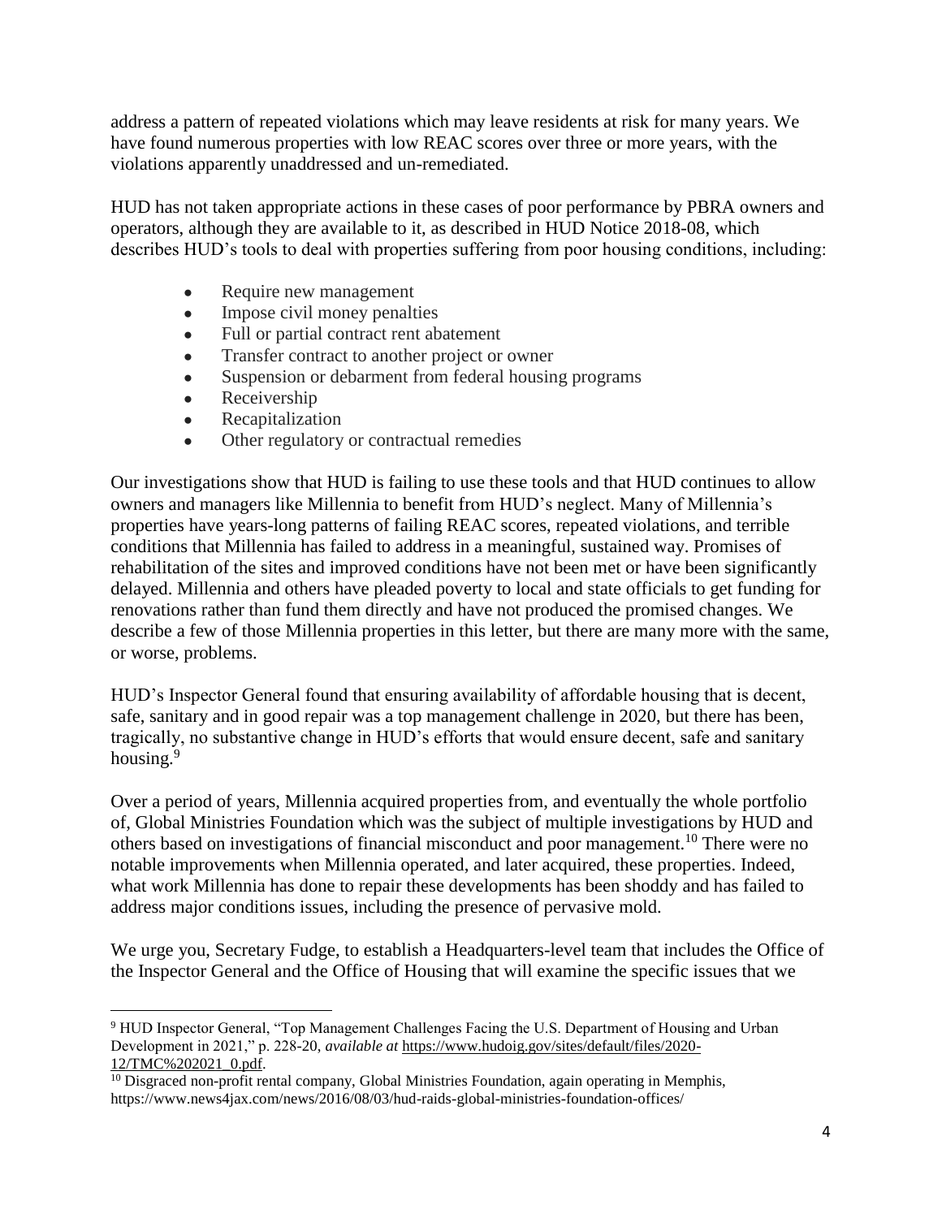address a pattern of repeated violations which may leave residents at risk for many years. We have found numerous properties with low REAC scores over three or more years, with the violations apparently unaddressed and un-remediated.

HUD has not taken appropriate actions in these cases of poor performance by PBRA owners and operators, although they are available to it, as described in HUD Notice 2018-08, which describes HUD's tools to deal with properties suffering from poor housing conditions, including:

- Require new management
- Impose civil money penalties
- Full or partial contract rent abatement
- Transfer contract to another project or owner
- Suspension or debarment from federal housing programs
- Receivership
- Recapitalization
- Other regulatory or contractual remedies

Our investigations show that HUD is failing to use these tools and that HUD continues to allow owners and managers like Millennia to benefit from HUD's neglect. Many of Millennia's properties have years-long patterns of failing REAC scores, repeated violations, and terrible conditions that Millennia has failed to address in a meaningful, sustained way. Promises of rehabilitation of the sites and improved conditions have not been met or have been significantly delayed. Millennia and others have pleaded poverty to local and state officials to get funding for renovations rather than fund them directly and have not produced the promised changes. We describe a few of those Millennia properties in this letter, but there are many more with the same, or worse, problems.

HUD's Inspector General found that ensuring availability of affordable housing that is decent, safe, sanitary and in good repair was a top management challenge in 2020, but there has been, tragically, no substantive change in HUD's efforts that would ensure decent, safe and sanitary housing.[9]

Over a period of years, Millennia acquired properties from, and eventually the whole portfolio of, Global Ministries Foundation which was the subject of multiple investigations by HUD and others based on investigations of financial misconduct and poor management.[10] There were no notable improvements when Millennia operated, and later acquired, these properties. Indeed, what work Millennia has done to repair these developments has been shoddy and has failed to address major conditions issues, including the presence of pervasive mold.

We urge you, Secretary Fudge, to establish a Headquarters-level team that includes the Office of the Inspector General and the Office of Housing that will examine the specific issues that we

---

[9] HUD Inspector General, "Top Management Challenges Facing the U.S. Department of Housing and Urban Development in 2021," p. 228-20, *available at* https://www.hudoig.gov/sites/default/files/2020-12/TMC%202021_0.pdf.

[10] Disgraced non-profit rental company, Global Ministries Foundation, again operating in Memphis, https://www.news4jax.com/news/2016/08/03/hud-raids-global-ministries-foundation-offices/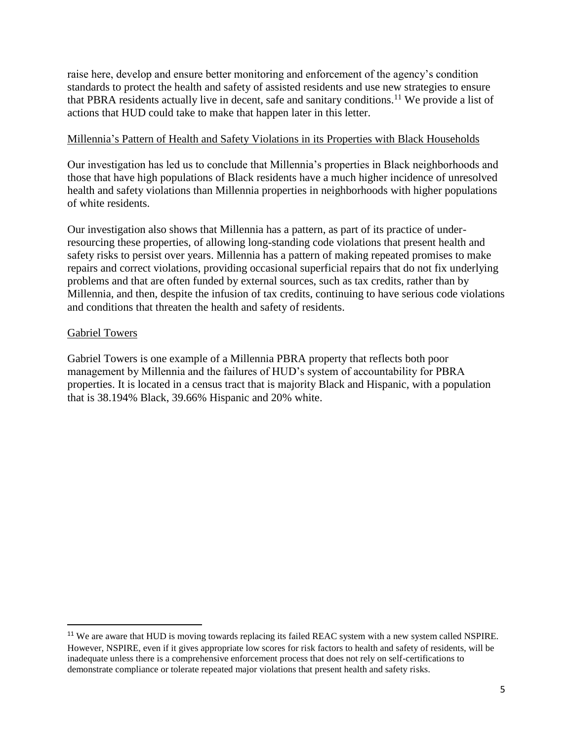raise here, develop and ensure better monitoring and enforcement of the agency's condition standards to protect the health and safety of assisted residents and use new strategies to ensure that PBRA residents actually live in decent, safe and sanitary conditions.[11] We provide a list of actions that HUD could take to make that happen later in this letter.

Millennia's Pattern of Health and Safety Violations in its Properties with Black Households

Our investigation has led us to conclude that Millennia's properties in Black neighborhoods and those that have high populations of Black residents have a much higher incidence of unresolved health and safety violations than Millennia properties in neighborhoods with higher populations of white residents.

Our investigation also shows that Millennia has a pattern, as part of its practice of under-resourcing these properties, of allowing long-standing code violations that present health and safety risks to persist over years. Millennia has a pattern of making repeated promises to make repairs and correct violations, providing occasional superficial repairs that do not fix underlying problems and that are often funded by external sources, such as tax credits, rather than by Millennia, and then, despite the infusion of tax credits, continuing to have serious code violations and conditions that threaten the health and safety of residents.

Gabriel Towers

Gabriel Towers is one example of a Millennia PBRA property that reflects both poor management by Millennia and the failures of HUD's system of accountability for PBRA properties. It is located in a census tract that is majority Black and Hispanic, with a population that is 38.194% Black, 39.66% Hispanic and 20% white.

[11] We are aware that HUD is moving towards replacing its failed REAC system with a new system called NSPIRE. However, NSPIRE, even if it gives appropriate low scores for risk factors to health and safety of residents, will be inadequate unless there is a comprehensive enforcement process that does not rely on self-certifications to demonstrate compliance or tolerate repeated major violations that present health and safety risks.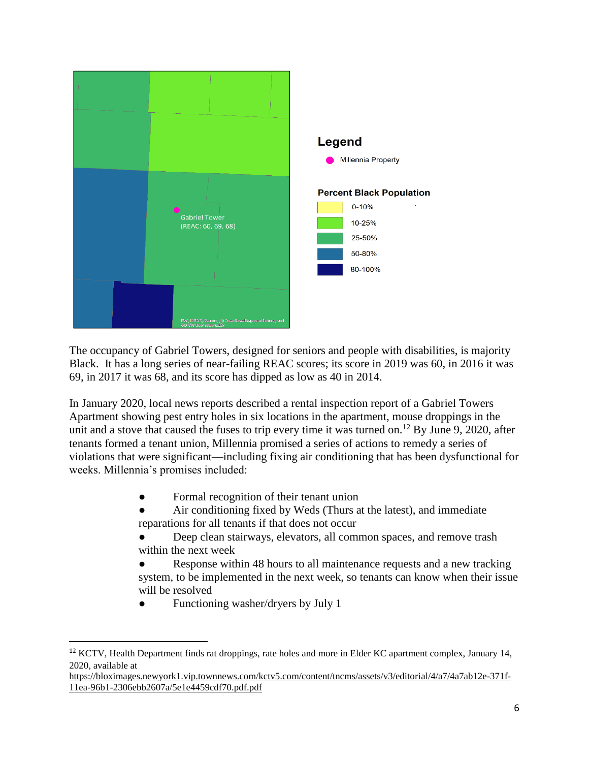Legend

Millennia Property

Percent Black Population

- 0-10%
- 10-25%
- 25-50%
- 50-80%
- 80-100%

Gabriel Tower
(REAC: 60, 69, 68)

The occupancy of Gabriel Towers, designed for seniors and people with disabilities, is majority Black. It has a long series of near-failing REAC scores; its score in 2019 was 60, in 2016 it was 69, in 2017 it was 68, and its score has dipped as low as 40 in 2014.

In January 2020, local news reports described a rental inspection report of a Gabriel Towers Apartment showing pest entry holes in six locations in the apartment, mouse droppings in the unit and a stove that caused the fuses to trip every time it was turned on.[12] By June 9, 2020, after tenants formed a tenant union, Millennia promised a series of actions to remedy a series of violations that were significant—including fixing air conditioning that has been dysfunctional for weeks. Millennia's promises included:

- Formal recognition of their tenant union
- Air conditioning fixed by Weds (Thurs at the latest), and immediate reparations for all tenants if that does not occur
- Deep clean stairways, elevators, all common spaces, and remove trash within the next week
- Response within 48 hours to all maintenance requests and a new tracking system, to be implemented in the next week, so tenants can know when their issue will be resolved
- Functioning washer/dryers by July 1

---

[12] KCTV, Health Department finds rat droppings, rate holes and more in Elder KC apartment complex, January 14, 2020, available at https://bloximages.newyork1.vip.townnews.com/kctv5.com/content/tncms/assets/v3/editorial/4/a7/4a7ab12e-371f-11ea-96b1-2306ebb2607a/5e1e4459cdf70.pdf.pdf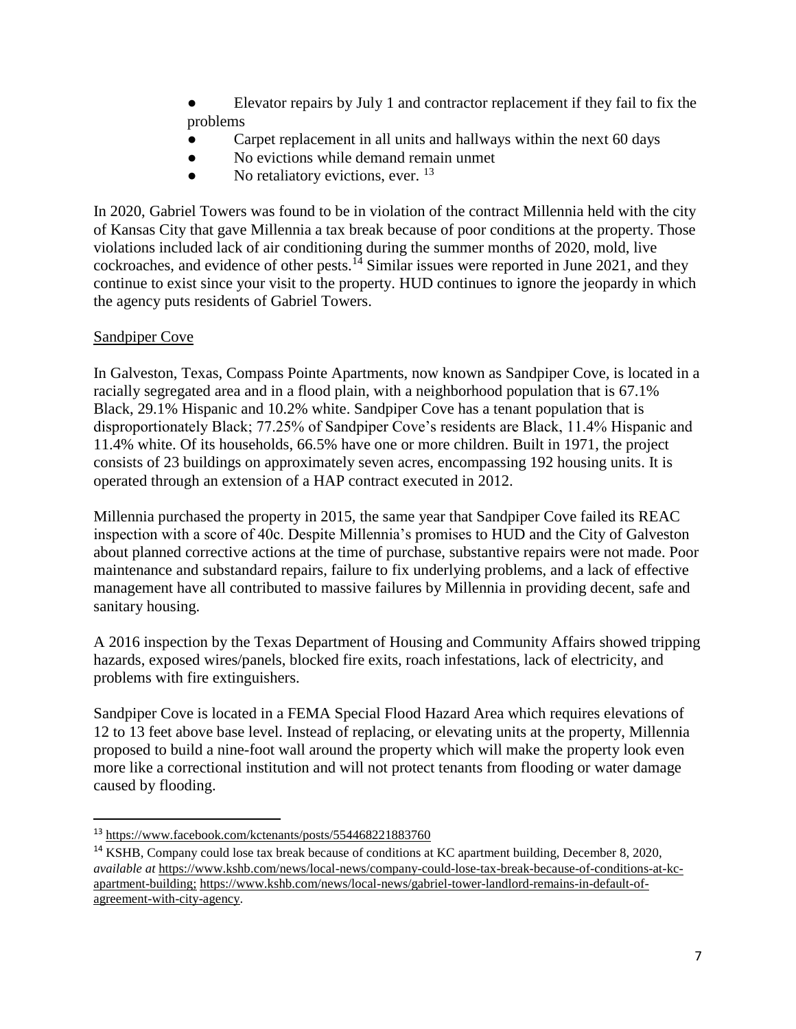- Elevator repairs by July 1 and contractor replacement if they fail to fix the problems
- Carpet replacement in all units and hallways within the next 60 days
- No evictions while demand remain unmet
- No retaliatory evictions, ever. [13]

In 2020, Gabriel Towers was found to be in violation of the contract Millennia held with the city of Kansas City that gave Millennia a tax break because of poor conditions at the property. Those violations included lack of air conditioning during the summer months of 2020, mold, live cockroaches, and evidence of other pests.[14] Similar issues were reported in June 2021, and they continue to exist since your visit to the property. HUD continues to ignore the jeopardy in which the agency puts residents of Gabriel Towers.

Sandpiper Cove

In Galveston, Texas, Compass Pointe Apartments, now known as Sandpiper Cove, is located in a racially segregated area and in a flood plain, with a neighborhood population that is 67.1% Black, 29.1% Hispanic and 10.2% white. Sandpiper Cove has a tenant population that is disproportionately Black; 77.25% of Sandpiper Cove's residents are Black, 11.4% Hispanic and 11.4% white. Of its households, 66.5% have one or more children. Built in 1971, the project consists of 23 buildings on approximately seven acres, encompassing 192 housing units. It is operated through an extension of a HAP contract executed in 2012.

Millennia purchased the property in 2015, the same year that Sandpiper Cove failed its REAC inspection with a score of 40c. Despite Millennia's promises to HUD and the City of Galveston about planned corrective actions at the time of purchase, substantive repairs were not made. Poor maintenance and substandard repairs, failure to fix underlying problems, and a lack of effective management have all contributed to massive failures by Millennia in providing decent, safe and sanitary housing.

A 2016 inspection by the Texas Department of Housing and Community Affairs showed tripping hazards, exposed wires/panels, blocked fire exits, roach infestations, lack of electricity, and problems with fire extinguishers.

Sandpiper Cove is located in a FEMA Special Flood Hazard Area which requires elevations of 12 to 13 feet above base level. Instead of replacing, or elevating units at the property, Millennia proposed to build a nine-foot wall around the property which will make the property look even more like a correctional institution and will not protect tenants from flooding or water damage caused by flooding.

---

[13] https://www.facebook.com/kctenants/posts/554468221883760

[14] KSHB, Company could lose tax break because of conditions at KC apartment building, December 8, 2020, *available at* https://www.kshb.com/news/local-news/company-could-lose-tax-break-because-of-conditions-at-kc-apartment-building; https://www.kshb.com/news/local-news/gabriel-tower-landlord-remains-in-default-of-agreement-with-city-agency.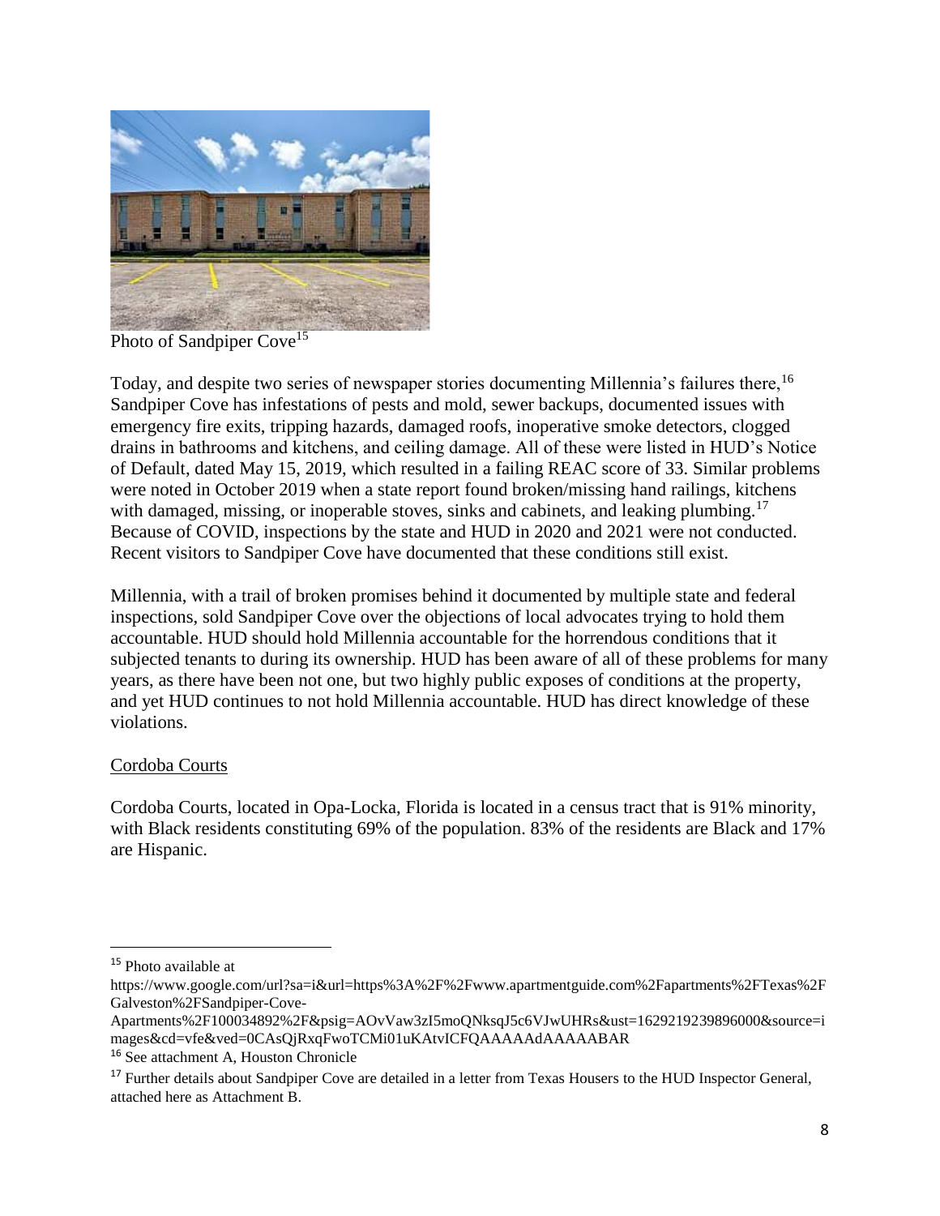Photo of Sandpiper Cove[15]

Today, and despite two series of newspaper stories documenting Millennia's failures there,[16] Sandpiper Cove has infestations of pests and mold, sewer backups, documented issues with emergency fire exits, tripping hazards, damaged roofs, inoperative smoke detectors, clogged drains in bathrooms and kitchens, and ceiling damage. All of these were listed in HUD's Notice of Default, dated May 15, 2019, which resulted in a failing REAC score of 33. Similar problems were noted in October 2019 when a state report found broken/missing hand railings, kitchens with damaged, missing, or inoperable stoves, sinks and cabinets, and leaking plumbing.[17] Because of COVID, inspections by the state and HUD in 2020 and 2021 were not conducted. Recent visitors to Sandpiper Cove have documented that these conditions still exist.

Millennia, with a trail of broken promises behind it documented by multiple state and federal inspections, sold Sandpiper Cove over the objections of local advocates trying to hold them accountable. HUD should hold Millennia accountable for the horrendous conditions that it subjected tenants to during its ownership. HUD has been aware of all of these problems for many years, as there have been not one, but two highly public exposes of conditions at the property, and yet HUD continues to not hold Millennia accountable. HUD has direct knowledge of these violations.

<u>Cordoba Courts</u>

Cordoba Courts, located in Opa-Locka, Florida is located in a census tract that is 91% minority, with Black residents constituting 69% of the population. 83% of the residents are Black and 17% are Hispanic.

---

[15] Photo available at https://www.google.com/url?sa=i&url=https%3A%2F%2Fwww.apartmentguide.com%2Fapartments%2FTexas%2FGalveston%2FSandpiper-Cove-Apartments%2F100034892%2F&psig=AOvVaw3zI5moQNksqJ5c6VJwUHRs&ust=1629219239896000&source=images&cd=vfe&ved=0CAsQjRxqFwoTCMi01uKAtvICFQAAAAAdAAAAABAR

[16] See attachment A, Houston Chronicle

[17] Further details about Sandpiper Cove are detailed in a letter from Texas Housers to the HUD Inspector General, attached here as Attachment B.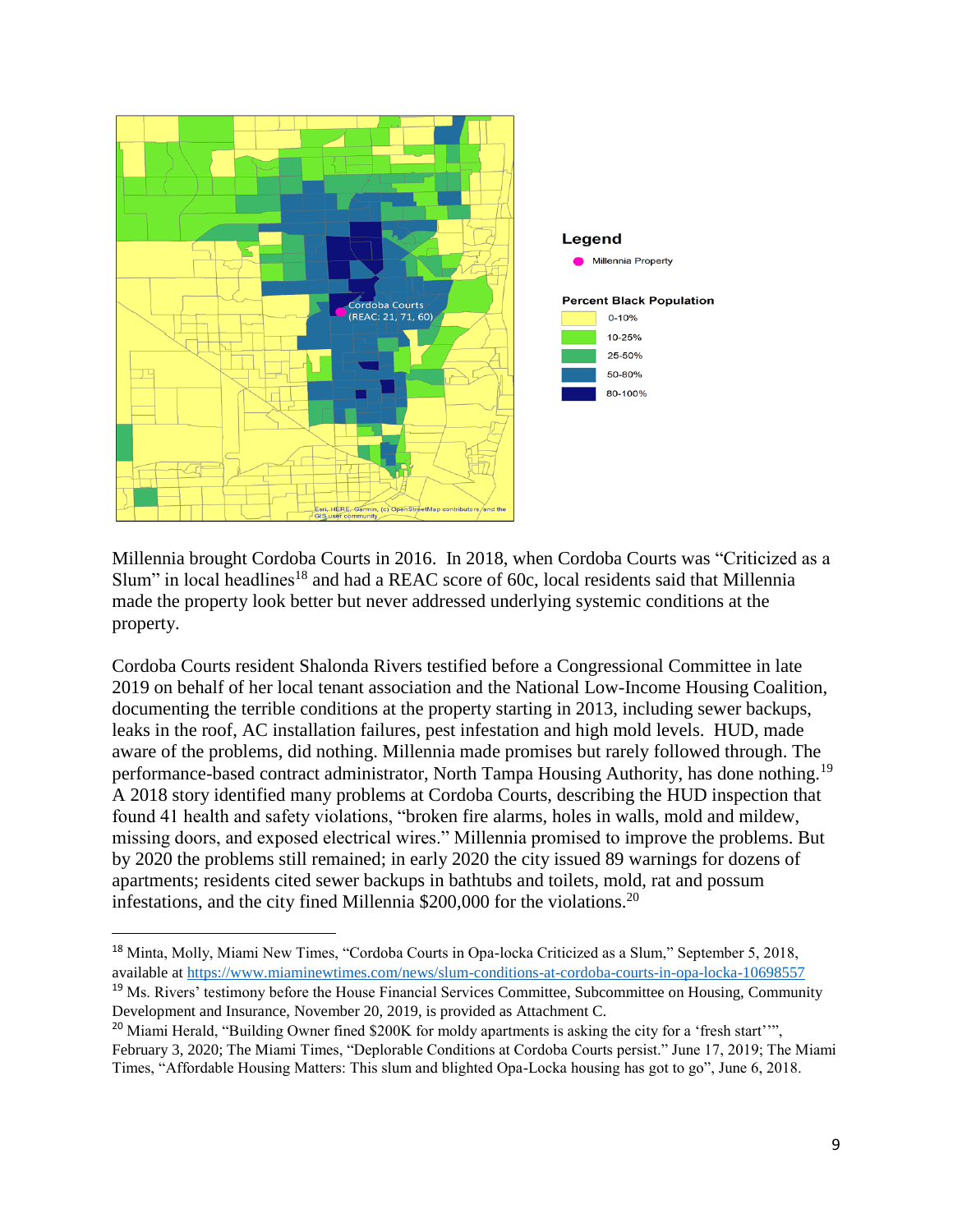Millennia brought Cordoba Courts in 2016. In 2018, when Cordoba Courts was "Criticized as a Slum" in local headlines[18] and had a REAC score of 60c, local residents said that Millennia made the property look better but never addressed underlying systemic conditions at the property.

Cordoba Courts resident Shalonda Rivers testified before a Congressional Committee in late 2019 on behalf of her local tenant association and the National Low-Income Housing Coalition, documenting the terrible conditions at the property starting in 2013, including sewer backups, leaks in the roof, AC installation failures, pest infestation and high mold levels. HUD, made aware of the problems, did nothing. Millennia made promises but rarely followed through. The performance-based contract administrator, North Tampa Housing Authority, has done nothing.[19] A 2018 story identified many problems at Cordoba Courts, describing the HUD inspection that found 41 health and safety violations, "broken fire alarms, holes in walls, mold and mildew, missing doors, and exposed electrical wires." Millennia promised to improve the problems. But by 2020 the problems still remained; in early 2020 the city issued 89 warnings for dozens of apartments; residents cited sewer backups in bathtubs and toilets, mold, rat and possum infestations, and the city fined Millennia $200,000 for the violations.[20]

---

[18] Minta, Molly, Miami New Times, "Cordoba Courts in Opa-locka Criticized as a Slum," September 5, 2018, available at https://www.miaminewtimes.com/news/slum-conditions-at-cordoba-courts-in-opa-locka-10698557

[19] Ms. Rivers' testimony before the House Financial Services Committee, Subcommittee on Housing, Community Development and Insurance, November 20, 2019, is provided as Attachment C.

[20] Miami Herald, "Building Owner fined $200K for moldy apartments is asking the city for a 'fresh start'", February 3, 2020; The Miami Times, "Deplorable Conditions at Cordoba Courts persist." June 17, 2019; The Miami Times, "Affordable Housing Matters: This slum and blighted Opa-Locka housing has got to go", June 6, 2018.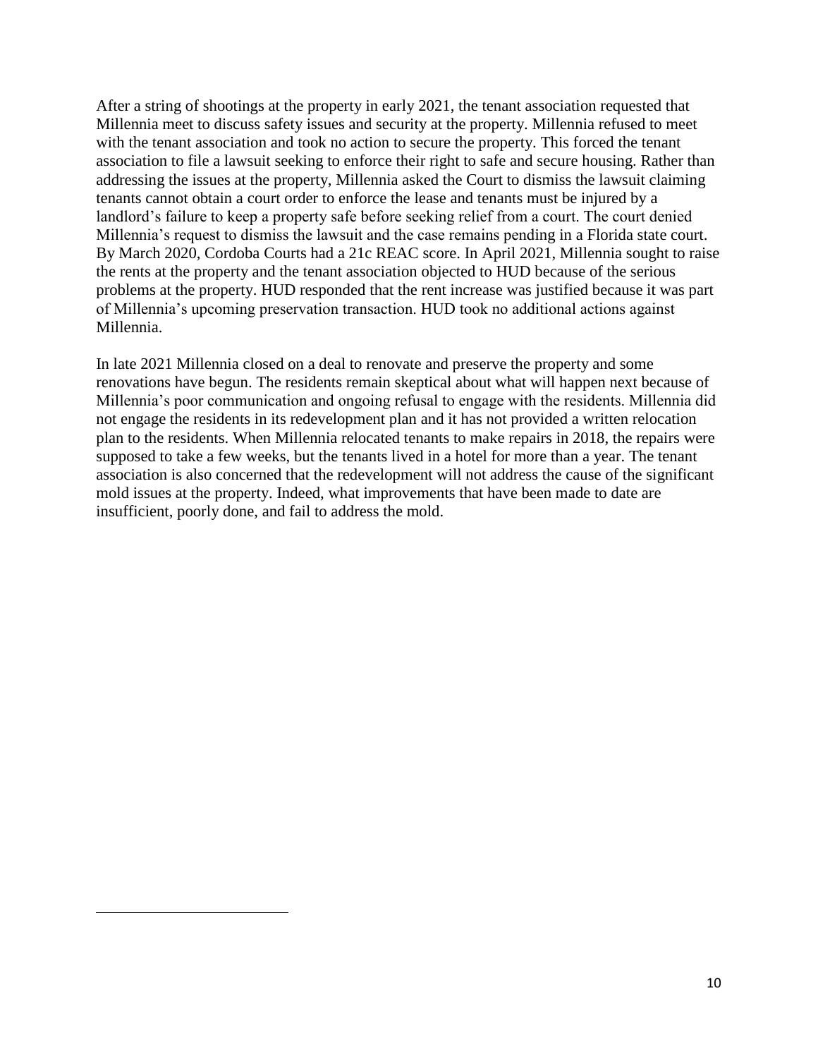After a string of shootings at the property in early 2021, the tenant association requested that Millennia meet to discuss safety issues and security at the property. Millennia refused to meet with the tenant association and took no action to secure the property. This forced the tenant association to file a lawsuit seeking to enforce their right to safe and secure housing. Rather than addressing the issues at the property, Millennia asked the Court to dismiss the lawsuit claiming tenants cannot obtain a court order to enforce the lease and tenants must be injured by a landlord's failure to keep a property safe before seeking relief from a court. The court denied Millennia's request to dismiss the lawsuit and the case remains pending in a Florida state court. By March 2020, Cordoba Courts had a 21c REAC score. In April 2021, Millennia sought to raise the rents at the property and the tenant association objected to HUD because of the serious problems at the property. HUD responded that the rent increase was justified because it was part of Millennia's upcoming preservation transaction. HUD took no additional actions against Millennia.

In late 2021 Millennia closed on a deal to renovate and preserve the property and some renovations have begun. The residents remain skeptical about what will happen next because of Millennia's poor communication and ongoing refusal to engage with the residents. Millennia did not engage the residents in its redevelopment plan and it has not provided a written relocation plan to the residents. When Millennia relocated tenants to make repairs in 2018, the repairs were supposed to take a few weeks, but the tenants lived in a hotel for more than a year. The tenant association is also concerned that the redevelopment will not address the cause of the significant mold issues at the property. Indeed, what improvements that have been made to date are insufficient, poorly done, and fail to address the mold.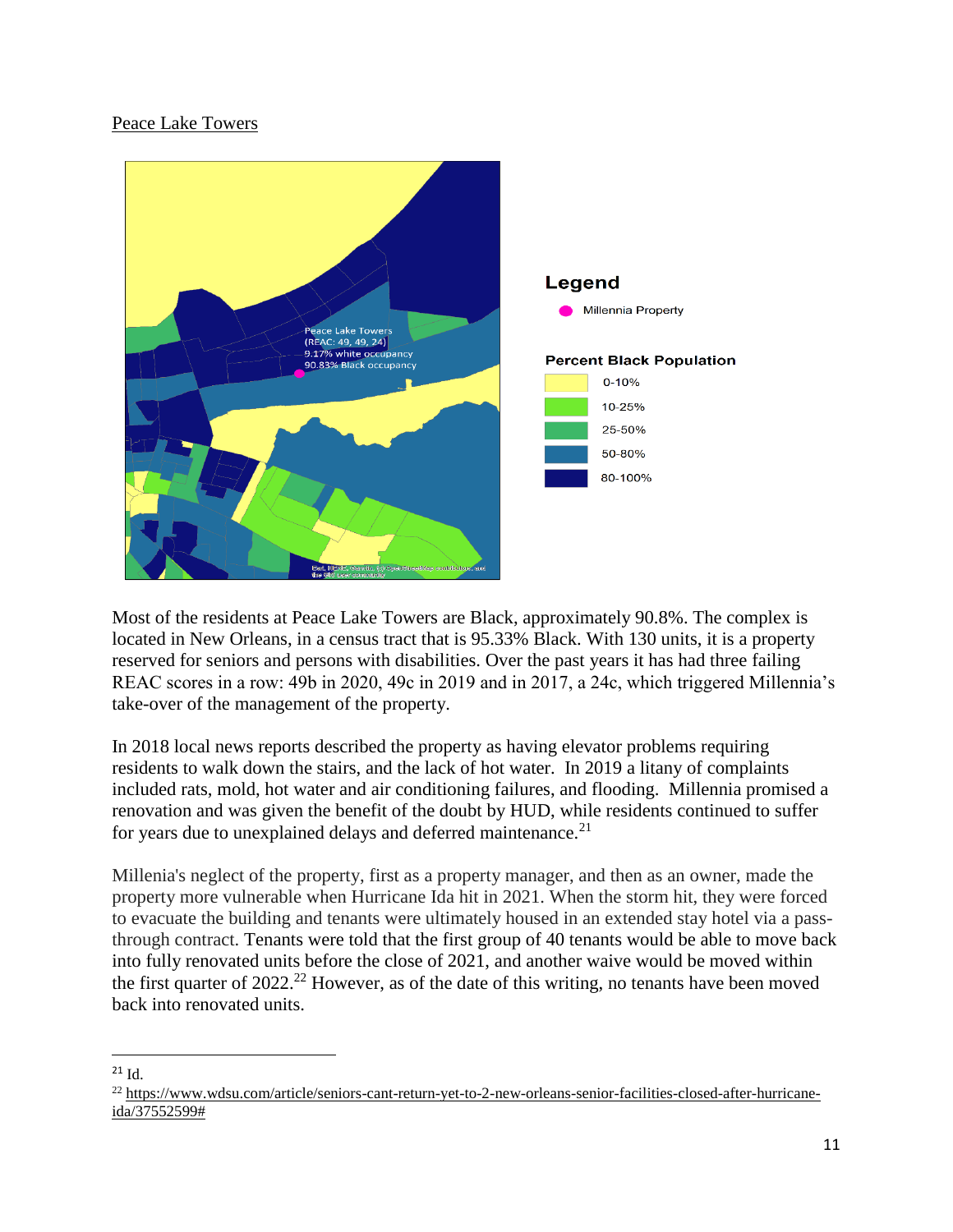Peace Lake Towers

Legend

Millennia Property

Percent Black Population

0-10%

10-25%

25-50%

50-80%

80-100%

Peace Lake Towers
(REAC: 49, 49, 24)
9.17% white occupancy
90.83% Black occupancy

Most of the residents at Peace Lake Towers are Black, approximately 90.8%. The complex is located in New Orleans, in a census tract that is 95.33% Black. With 130 units, it is a property reserved for seniors and persons with disabilities. Over the past years it has had three failing REAC scores in a row: 49b in 2020, 49c in 2019 and in 2017, a 24c, which triggered Millennia's take-over of the management of the property.

In 2018 local news reports described the property as having elevator problems requiring residents to walk down the stairs, and the lack of hot water. In 2019 a litany of complaints included rats, mold, hot water and air conditioning failures, and flooding. Millennia promised a renovation and was given the benefit of the doubt by HUD, while residents continued to suffer for years due to unexplained delays and deferred maintenance.[21]

Millenia's neglect of the property, first as a property manager, and then as an owner, made the property more vulnerable when Hurricane Ida hit in 2021. When the storm hit, they were forced to evacuate the building and tenants were ultimately housed in an extended stay hotel via a pass-through contract. Tenants were told that the first group of 40 tenants would be able to move back into fully renovated units before the close of 2021, and another waive would be moved within the first quarter of 2022.[22] However, as of the date of this writing, no tenants have been moved back into renovated units.

---

[21] Id.

[22] https://www.wdsu.com/article/seniors-cant-return-yet-to-2-new-orleans-senior-facilities-closed-after-hurricane-ida/37552599#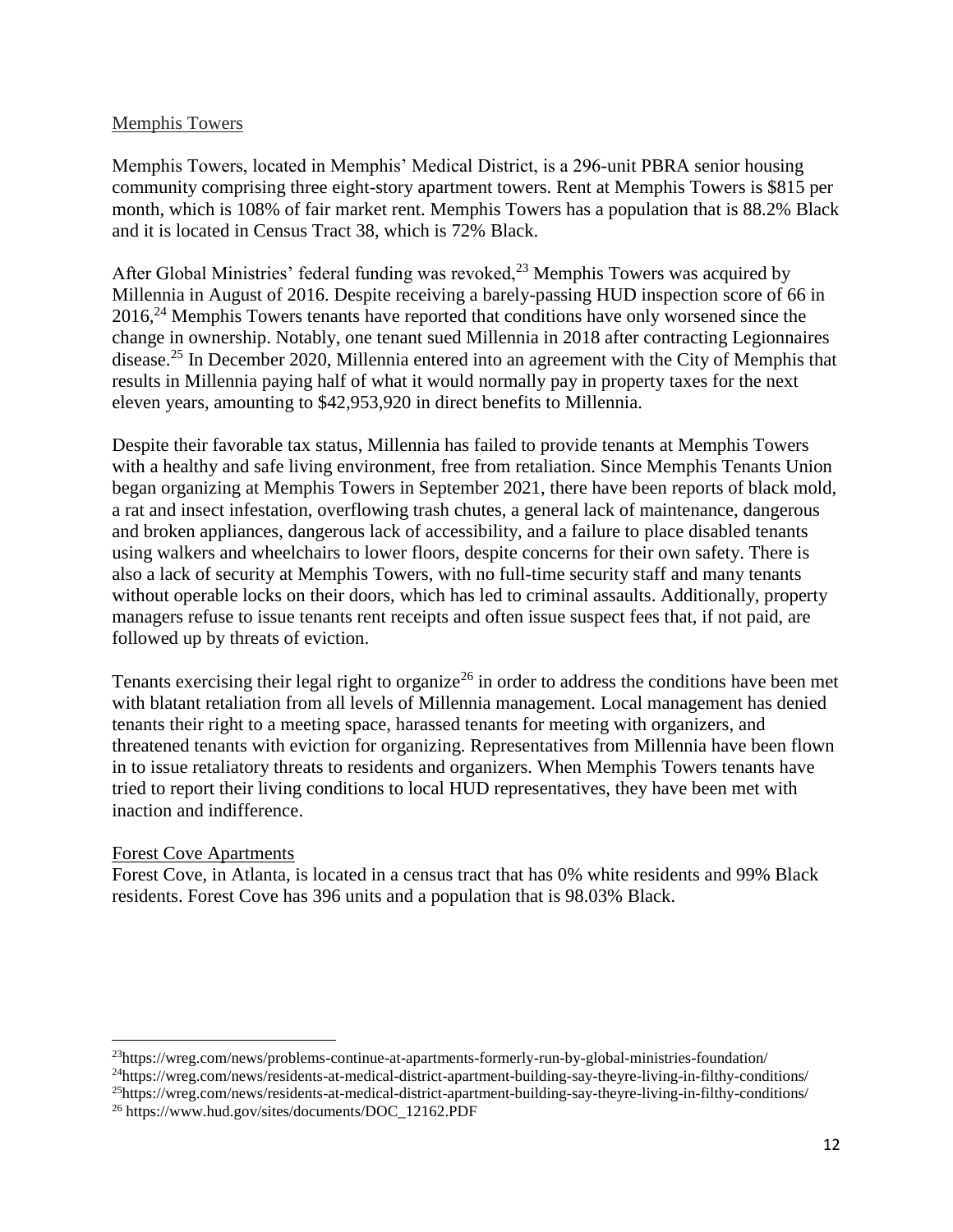Memphis Towers

Memphis Towers, located in Memphis' Medical District, is a 296-unit PBRA senior housing community comprising three eight-story apartment towers. Rent at Memphis Towers is $815 per month, which is 108% of fair market rent. Memphis Towers has a population that is 88.2% Black and it is located in Census Tract 38, which is 72% Black.

After Global Ministries' federal funding was revoked,[23] Memphis Towers was acquired by Millennia in August of 2016. Despite receiving a barely-passing HUD inspection score of 66 in 2016,[24] Memphis Towers tenants have reported that conditions have only worsened since the change in ownership. Notably, one tenant sued Millennia in 2018 after contracting Legionnaires disease.[25] In December 2020, Millennia entered into an agreement with the City of Memphis that results in Millennia paying half of what it would normally pay in property taxes for the next eleven years, amounting to $42,953,920 in direct benefits to Millennia.

Despite their favorable tax status, Millennia has failed to provide tenants at Memphis Towers with a healthy and safe living environment, free from retaliation. Since Memphis Tenants Union began organizing at Memphis Towers in September 2021, there have been reports of black mold, a rat and insect infestation, overflowing trash chutes, a general lack of maintenance, dangerous and broken appliances, dangerous lack of accessibility, and a failure to place disabled tenants using walkers and wheelchairs to lower floors, despite concerns for their own safety. There is also a lack of security at Memphis Towers, with no full-time security staff and many tenants without operable locks on their doors, which has led to criminal assaults. Additionally, property managers refuse to issue tenants rent receipts and often issue suspect fees that, if not paid, are followed up by threats of eviction.

Tenants exercising their legal right to organize[26] in order to address the conditions have been met with blatant retaliation from all levels of Millennia management. Local management has denied tenants their right to a meeting space, harassed tenants for meeting with organizers, and threatened tenants with eviction for organizing. Representatives from Millennia have been flown in to issue retaliatory threats to residents and organizers. When Memphis Towers tenants have tried to report their living conditions to local HUD representatives, they have been met with inaction and indifference.

Forest Cove Apartments

Forest Cove, in Atlanta, is located in a census tract that has 0% white residents and 99% Black residents. Forest Cove has 396 units and a population that is 98.03% Black.

---

[23] https://wreg.com/news/problems-continue-at-apartments-formerly-run-by-global-ministries-foundation/

[24] https://wreg.com/news/residents-at-medical-district-apartment-building-say-theyre-living-in-filthy-conditions/

[25] https://wreg.com/news/residents-at-medical-district-apartment-building-say-theyre-living-in-filthy-conditions/

[26] https://www.hud.gov/sites/documents/DOC_12162.PDF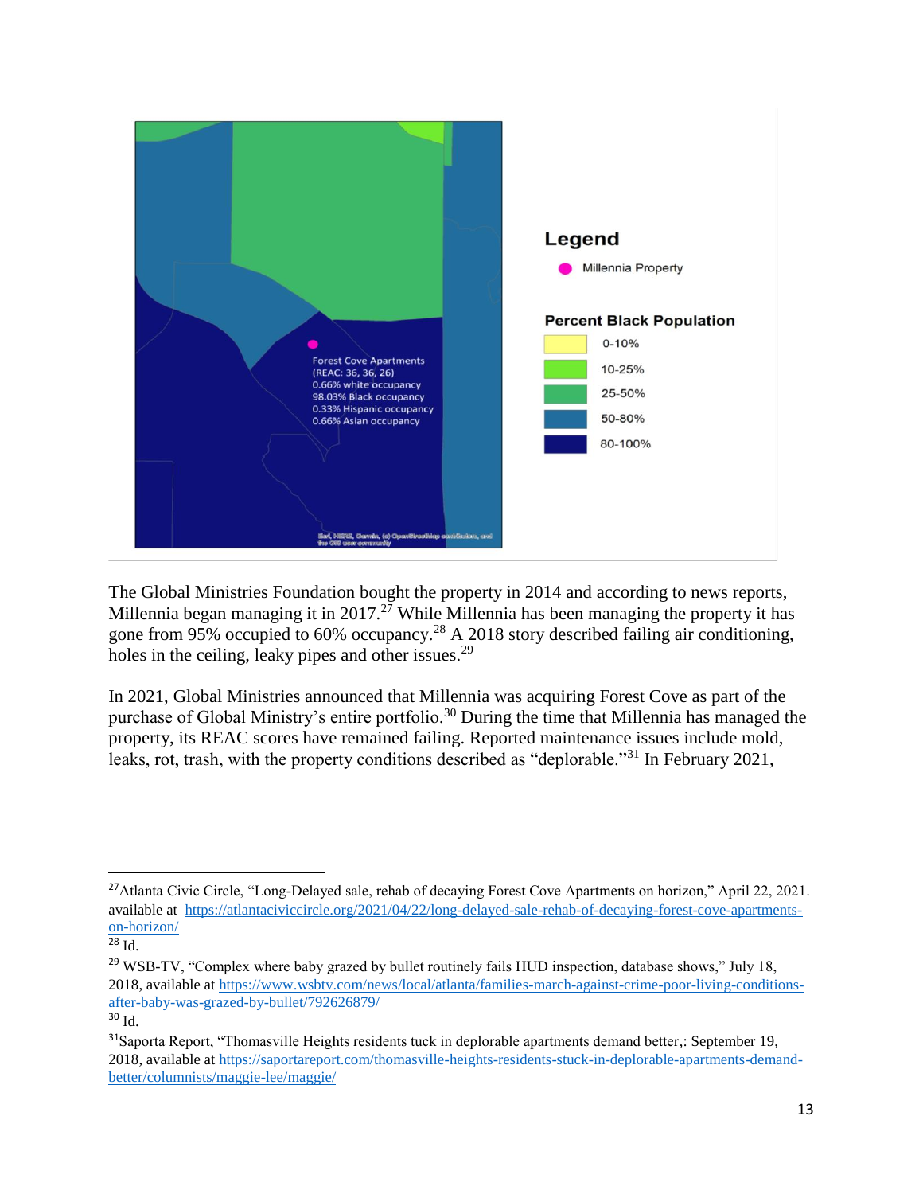Legend

Millennia Property

Percent Black Population

- 0-10%
- 10-25%
- 25-50%
- 50-80%
- 80-100%

Forest Cove Apartments
(REAC: 36, 36, 26)
0.66% white occupancy
98.03% Black occupancy
0.33% Hispanic occupancy
0.66% Asian occupancy

Esri, HERE, Garmin, (c) OpenStreetMap contributors, and the GIS user community

The Global Ministries Foundation bought the property in 2014 and according to news reports, Millennia began managing it in 2017.[27] While Millennia has been managing the property it has gone from 95% occupied to 60% occupancy.[28] A 2018 story described failing air conditioning, holes in the ceiling, leaky pipes and other issues.[29]

In 2021, Global Ministries announced that Millennia was acquiring Forest Cove as part of the purchase of Global Ministry's entire portfolio.[30] During the time that Millennia has managed the property, its REAC scores have remained failing. Reported maintenance issues include mold, leaks, rot, trash, with the property conditions described as "deplorable."[31] In February 2021,

---

[27] Atlanta Civic Circle, "Long-Delayed sale, rehab of decaying Forest Cove Apartments on horizon," April 22, 2021. available at https://atlantaciviccircle.org/2021/04/22/long-delayed-sale-rehab-of-decaying-forest-cove-apartments-on-horizon/

[28] Id.

[29] WSB-TV, "Complex where baby grazed by bullet routinely fails HUD inspection, database shows," July 18, 2018, available at https://www.wsbtv.com/news/local/atlanta/families-march-against-crime-poor-living-conditions-after-baby-was-grazed-by-bullet/792626879/

[30] Id.

[31] Saporta Report, "Thomasville Heights residents tuck in deplorable apartments demand better,: September 19, 2018, available at https://saportareport.com/thomasville-heights-residents-stuck-in-deplorable-apartments-demand-better/columnists/maggie-lee/maggie/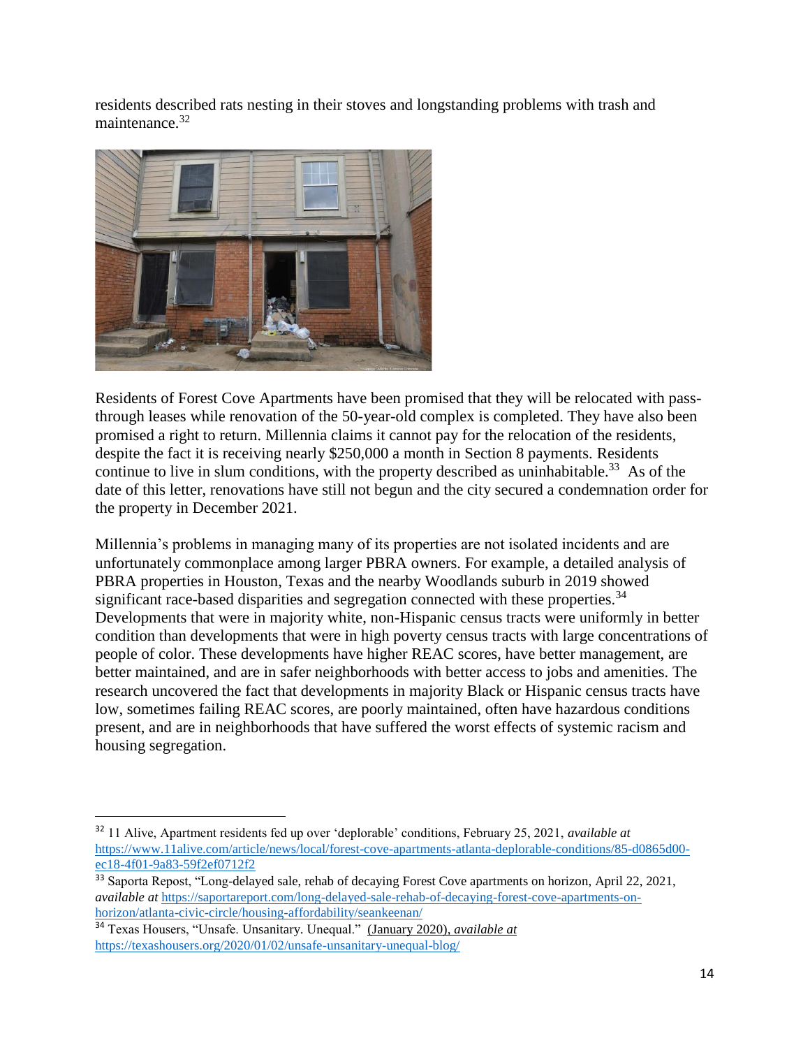residents described rats nesting in their stoves and longstanding problems with trash and maintenance.[32]

Residents of Forest Cove Apartments have been promised that they will be relocated with pass-through leases while renovation of the 50-year-old complex is completed. They have also been promised a right to return. Millennia claims it cannot pay for the relocation of the residents, despite the fact it is receiving nearly $250,000 a month in Section 8 payments. Residents continue to live in slum conditions, with the property described as uninhabitable.[33] As of the date of this letter, renovations have still not begun and the city secured a condemnation order for the property in December 2021.

Millennia's problems in managing many of its properties are not isolated incidents and are unfortunately commonplace among larger PBRA owners. For example, a detailed analysis of PBRA properties in Houston, Texas and the nearby Woodlands suburb in 2019 showed significant race-based disparities and segregation connected with these properties.[34] Developments that were in majority white, non-Hispanic census tracts were uniformly in better condition than developments that were in high poverty census tracts with large concentrations of people of color. These developments have higher REAC scores, have better management, are better maintained, and are in safer neighborhoods with better access to jobs and amenities. The research uncovered the fact that developments in majority Black or Hispanic census tracts have low, sometimes failing REAC scores, are poorly maintained, often have hazardous conditions present, and are in neighborhoods that have suffered the worst effects of systemic racism and housing segregation.

---

[32] 11 Alive, Apartment residents fed up over 'deplorable' conditions, February 25, 2021, *available at* https://www.11alive.com/article/news/local/forest-cove-apartments-atlanta-deplorable-conditions/85-d0865d00-ec18-4f01-9a83-59f2ef0712f2

[33] Saporta Repost, "Long-delayed sale, rehab of decaying Forest Cove apartments on horizon, April 22, 2021, *available at* https://saportareport.com/long-delayed-sale-rehab-of-decaying-forest-cove-apartments-on-horizon/atlanta-civic-circle/housing-affordability/seankeenan/

[34] Texas Housers, "Unsafe. Unsanitary. Unequal." (January 2020), *available at* https://texashousers.org/2020/01/02/unsafe-unsanitary-unequal-blog/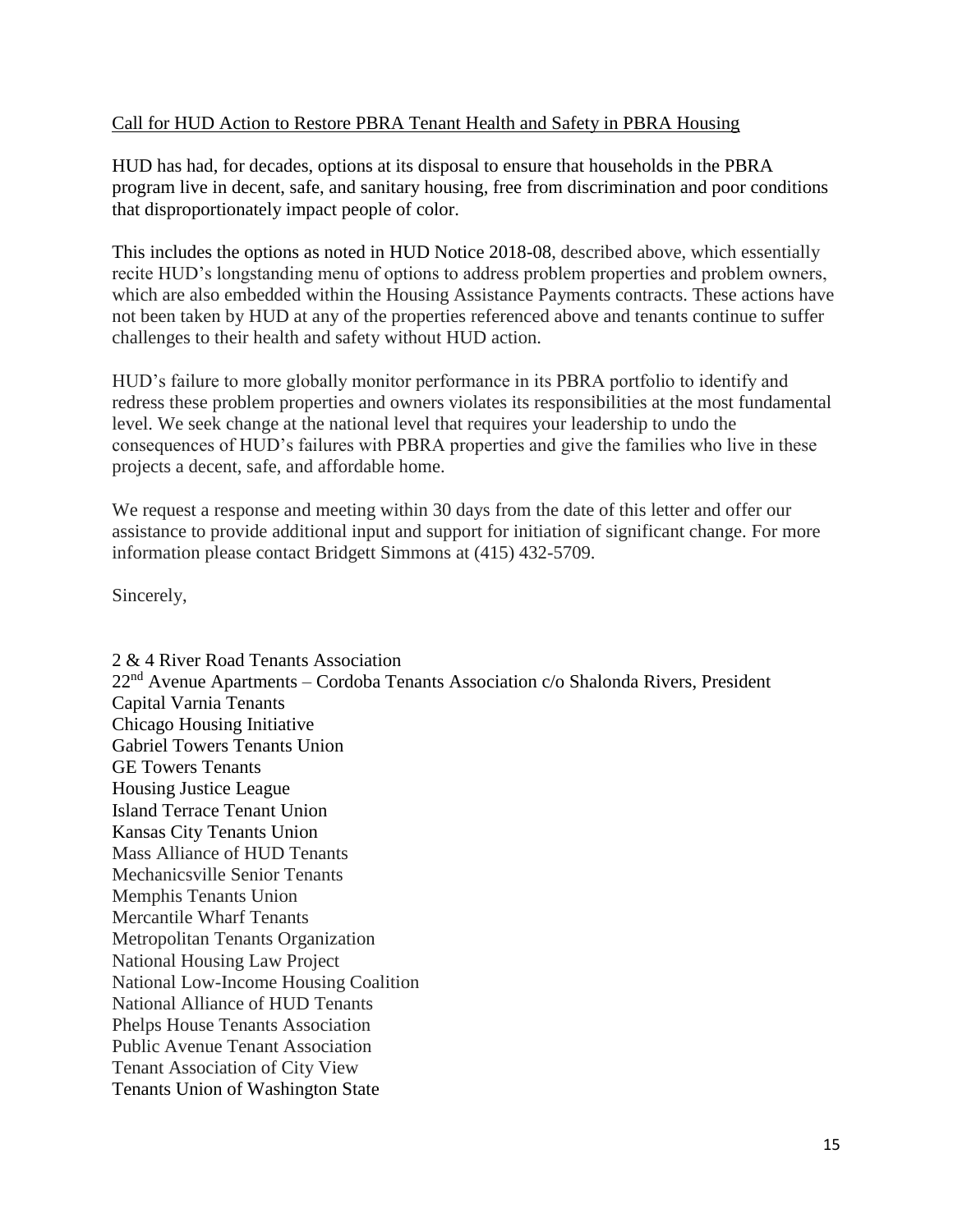Call for HUD Action to Restore PBRA Tenant Health and Safety in PBRA Housing

HUD has had, for decades, options at its disposal to ensure that households in the PBRA program live in decent, safe, and sanitary housing, free from discrimination and poor conditions that disproportionately impact people of color.

This includes the options as noted in HUD Notice 2018-08, described above, which essentially recite HUD's longstanding menu of options to address problem properties and problem owners, which are also embedded within the Housing Assistance Payments contracts. These actions have not been taken by HUD at any of the properties referenced above and tenants continue to suffer challenges to their health and safety without HUD action.

HUD's failure to more globally monitor performance in its PBRA portfolio to identify and redress these problem properties and owners violates its responsibilities at the most fundamental level. We seek change at the national level that requires your leadership to undo the consequences of HUD's failures with PBRA properties and give the families who live in these projects a decent, safe, and affordable home.

We request a response and meeting within 30 days from the date of this letter and offer our assistance to provide additional input and support for initiation of significant change. For more information please contact Bridgett Simmons at (415) 432-5709.

Sincerely,

2 & 4 River Road Tenants Association  
22nd Avenue Apartments – Cordoba Tenants Association c/o Shalonda Rivers, President  
Capital Varnia Tenants  
Chicago Housing Initiative  
Gabriel Towers Tenants Union  
GE Towers Tenants  
Housing Justice League  
Island Terrace Tenant Union  
Kansas City Tenants Union  
Mass Alliance of HUD Tenants  
Mechanicsville Senior Tenants  
Memphis Tenants Union  
Mercantile Wharf Tenants  
Metropolitan Tenants Organization  
National Housing Law Project  
National Low-Income Housing Coalition  
National Alliance of HUD Tenants  
Phelps House Tenants Association  
Public Avenue Tenant Association  
Tenant Association of City View  
Tenants Union of Washington State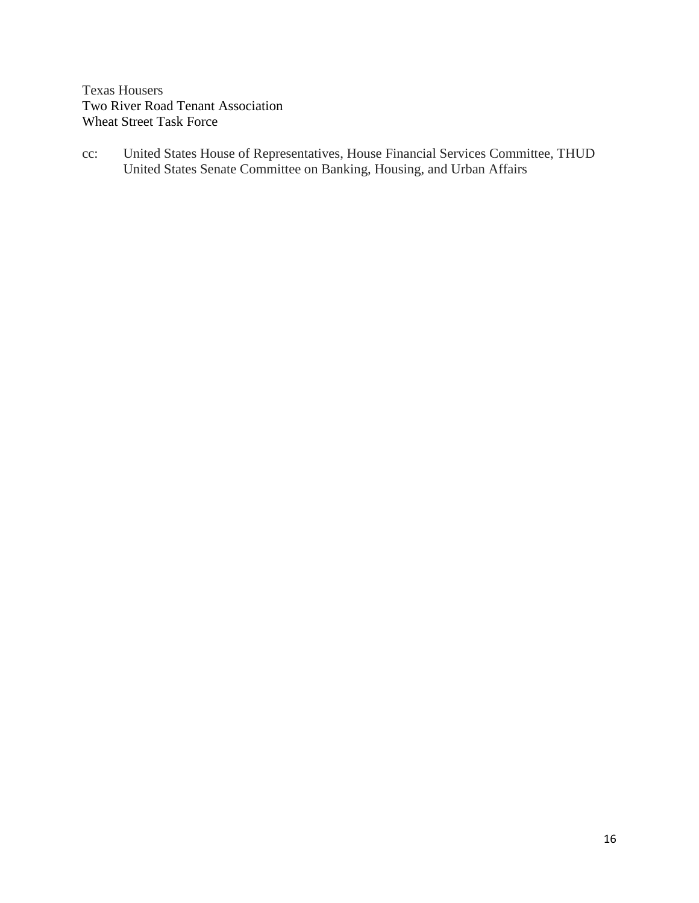Texas Housers  
Two River Road Tenant Association  
Wheat Street Task Force

cc: United States House of Representatives, House Financial Services Committee, THUD  
United States Senate Committee on Banking, Housing, and Urban Affairs